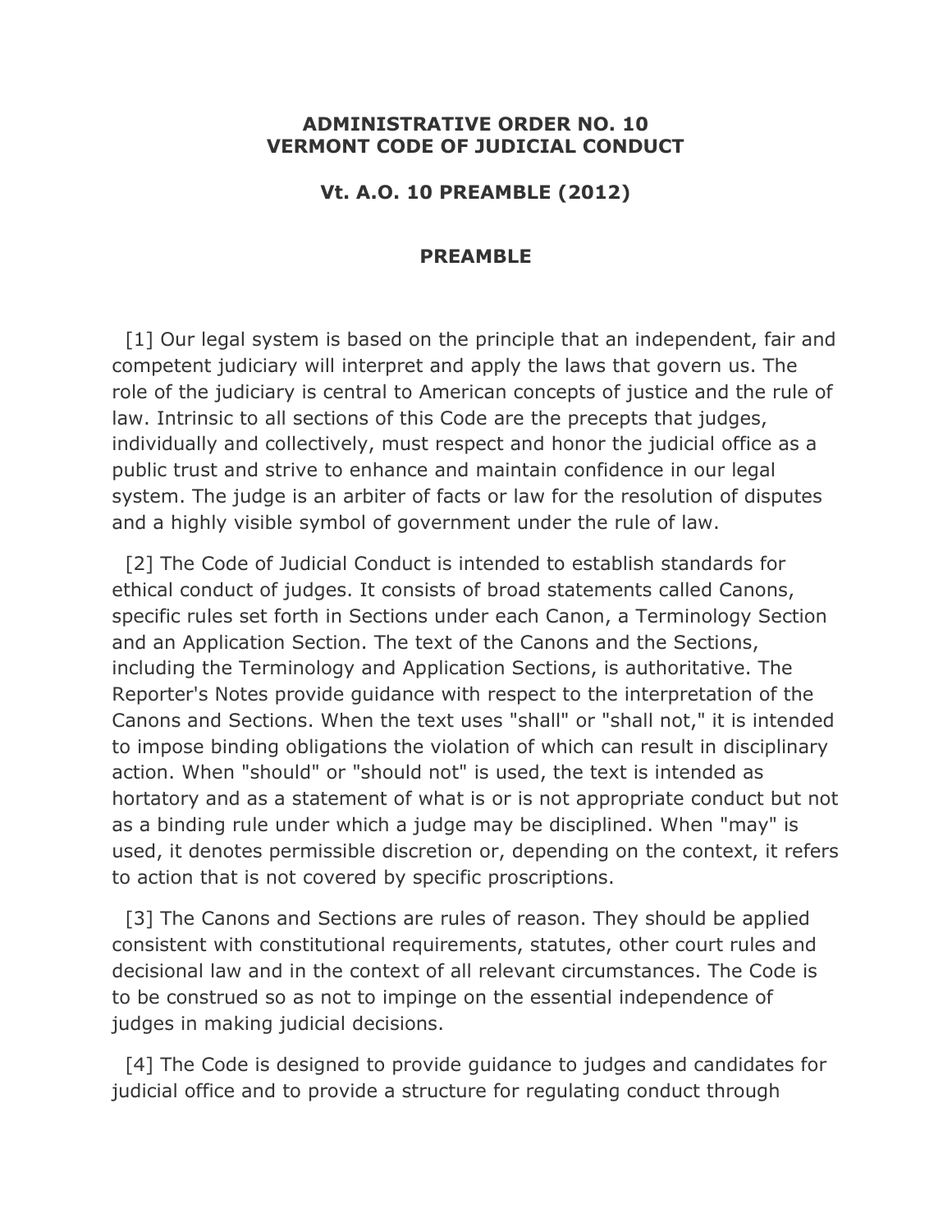**ADMINISTRATIVE ORDER NO. 10**
**VERMONT CODE OF JUDICIAL CONDUCT**

**Vt. A.O. 10 PREAMBLE (2012)**

## PREAMBLE

[1] Our legal system is based on the principle that an independent, fair and competent judiciary will interpret and apply the laws that govern us. The role of the judiciary is central to American concepts of justice and the rule of law. Intrinsic to all sections of this Code are the precepts that judges, individually and collectively, must respect and honor the judicial office as a public trust and strive to enhance and maintain confidence in our legal system. The judge is an arbiter of facts or law for the resolution of disputes and a highly visible symbol of government under the rule of law.

[2] The Code of Judicial Conduct is intended to establish standards for ethical conduct of judges. It consists of broad statements called Canons, specific rules set forth in Sections under each Canon, a Terminology Section and an Application Section. The text of the Canons and the Sections, including the Terminology and Application Sections, is authoritative. The Reporter's Notes provide guidance with respect to the interpretation of the Canons and Sections. When the text uses "shall" or "shall not," it is intended to impose binding obligations the violation of which can result in disciplinary action. When "should" or "should not" is used, the text is intended as hortatory and as a statement of what is or is not appropriate conduct but not as a binding rule under which a judge may be disciplined. When "may" is used, it denotes permissible discretion or, depending on the context, it refers to action that is not covered by specific proscriptions.

[3] The Canons and Sections are rules of reason. They should be applied consistent with constitutional requirements, statutes, other court rules and decisional law and in the context of all relevant circumstances. The Code is to be construed so as not to impinge on the essential independence of judges in making judicial decisions.

[4] The Code is designed to provide guidance to judges and candidates for judicial office and to provide a structure for regulating conduct through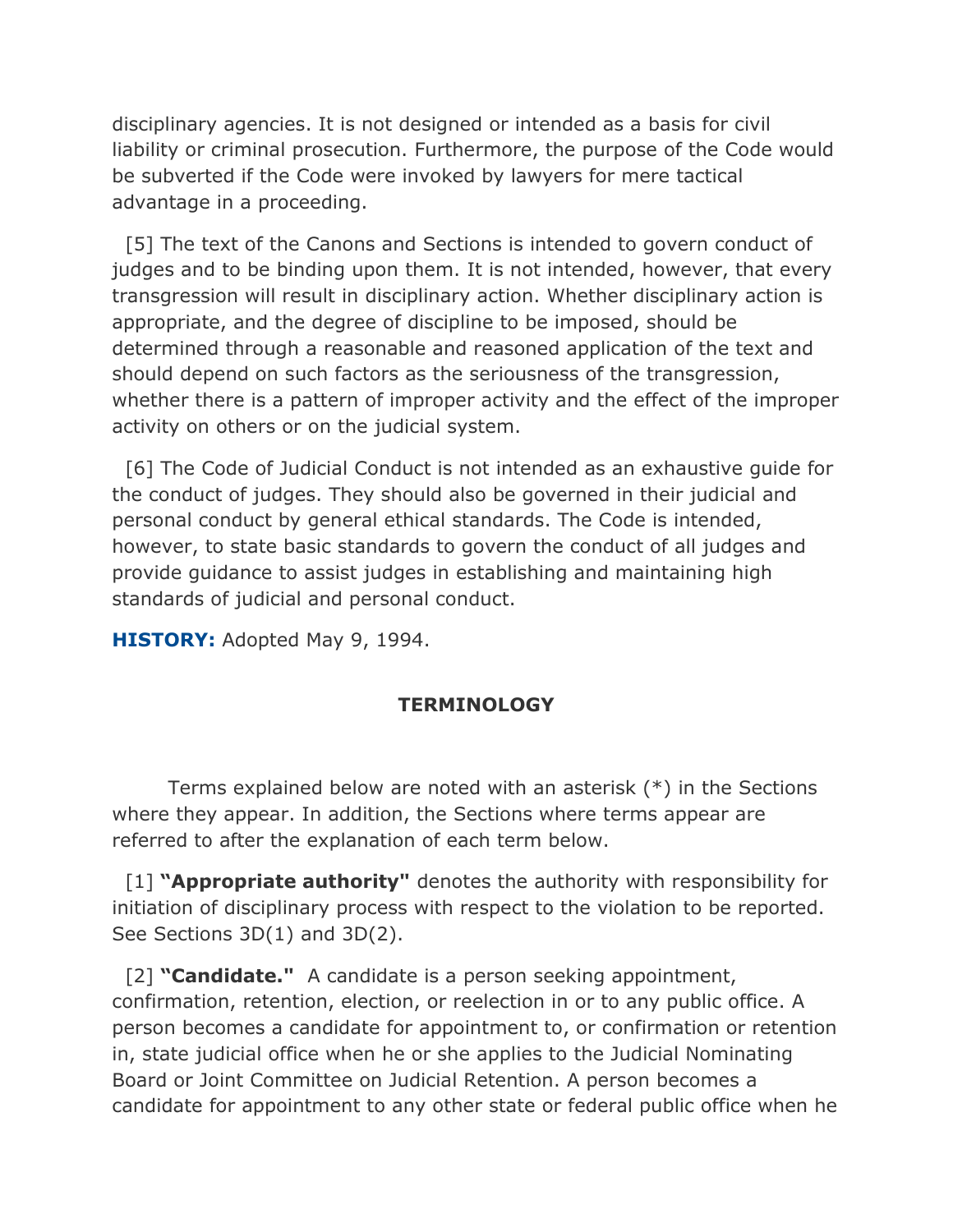disciplinary agencies. It is not designed or intended as a basis for civil liability or criminal prosecution. Furthermore, the purpose of the Code would be subverted if the Code were invoked by lawyers for mere tactical advantage in a proceeding.

[5] The text of the Canons and Sections is intended to govern conduct of judges and to be binding upon them. It is not intended, however, that every transgression will result in disciplinary action. Whether disciplinary action is appropriate, and the degree of discipline to be imposed, should be determined through a reasonable and reasoned application of the text and should depend on such factors as the seriousness of the transgression, whether there is a pattern of improper activity and the effect of the improper activity on others or on the judicial system.

[6] The Code of Judicial Conduct is not intended as an exhaustive guide for the conduct of judges. They should also be governed in their judicial and personal conduct by general ethical standards. The Code is intended, however, to state basic standards to govern the conduct of all judges and provide guidance to assist judges in establishing and maintaining high standards of judicial and personal conduct.

**HISTORY:** Adopted May 9, 1994.

## TERMINOLOGY

Terms explained below are noted with an asterisk (*) in the Sections where they appear. In addition, the Sections where terms appear are referred to after the explanation of each term below.

[1] **"Appropriate authority"** denotes the authority with responsibility for initiation of disciplinary process with respect to the violation to be reported. See Sections 3D(1) and 3D(2).

[2] **"Candidate."** A candidate is a person seeking appointment, confirmation, retention, election, or reelection in or to any public office. A person becomes a candidate for appointment to, or confirmation or retention in, state judicial office when he or she applies to the Judicial Nominating Board or Joint Committee on Judicial Retention. A person becomes a candidate for appointment to any other state or federal public office when he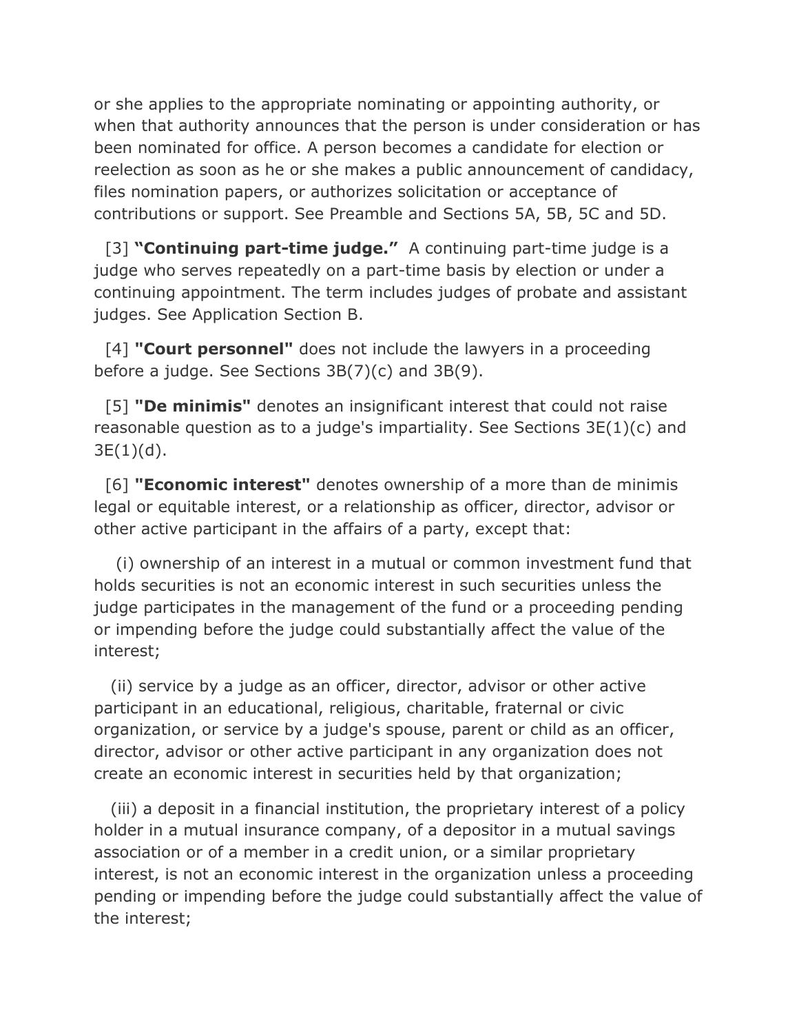or she applies to the appropriate nominating or appointing authority, or when that authority announces that the person is under consideration or has been nominated for office. A person becomes a candidate for election or reelection as soon as he or she makes a public announcement of candidacy, files nomination papers, or authorizes solicitation or acceptance of contributions or support. See Preamble and Sections 5A, 5B, 5C and 5D.

[3] **"Continuing part-time judge."** A continuing part-time judge is a judge who serves repeatedly on a part-time basis by election or under a continuing appointment. The term includes judges of probate and assistant judges. See Application Section B.

[4] **"Court personnel"** does not include the lawyers in a proceeding before a judge. See Sections 3B(7)(c) and 3B(9).

[5] **"De minimis"** denotes an insignificant interest that could not raise reasonable question as to a judge's impartiality. See Sections 3E(1)(c) and 3E(1)(d).

[6] **"Economic interest"** denotes ownership of a more than de minimis legal or equitable interest, or a relationship as officer, director, advisor or other active participant in the affairs of a party, except that:

(i) ownership of an interest in a mutual or common investment fund that holds securities is not an economic interest in such securities unless the judge participates in the management of the fund or a proceeding pending or impending before the judge could substantially affect the value of the interest;

(ii) service by a judge as an officer, director, advisor or other active participant in an educational, religious, charitable, fraternal or civic organization, or service by a judge's spouse, parent or child as an officer, director, advisor or other active participant in any organization does not create an economic interest in securities held by that organization;

(iii) a deposit in a financial institution, the proprietary interest of a policy holder in a mutual insurance company, of a depositor in a mutual savings association or of a member in a credit union, or a similar proprietary interest, is not an economic interest in the organization unless a proceeding pending or impending before the judge could substantially affect the value of the interest;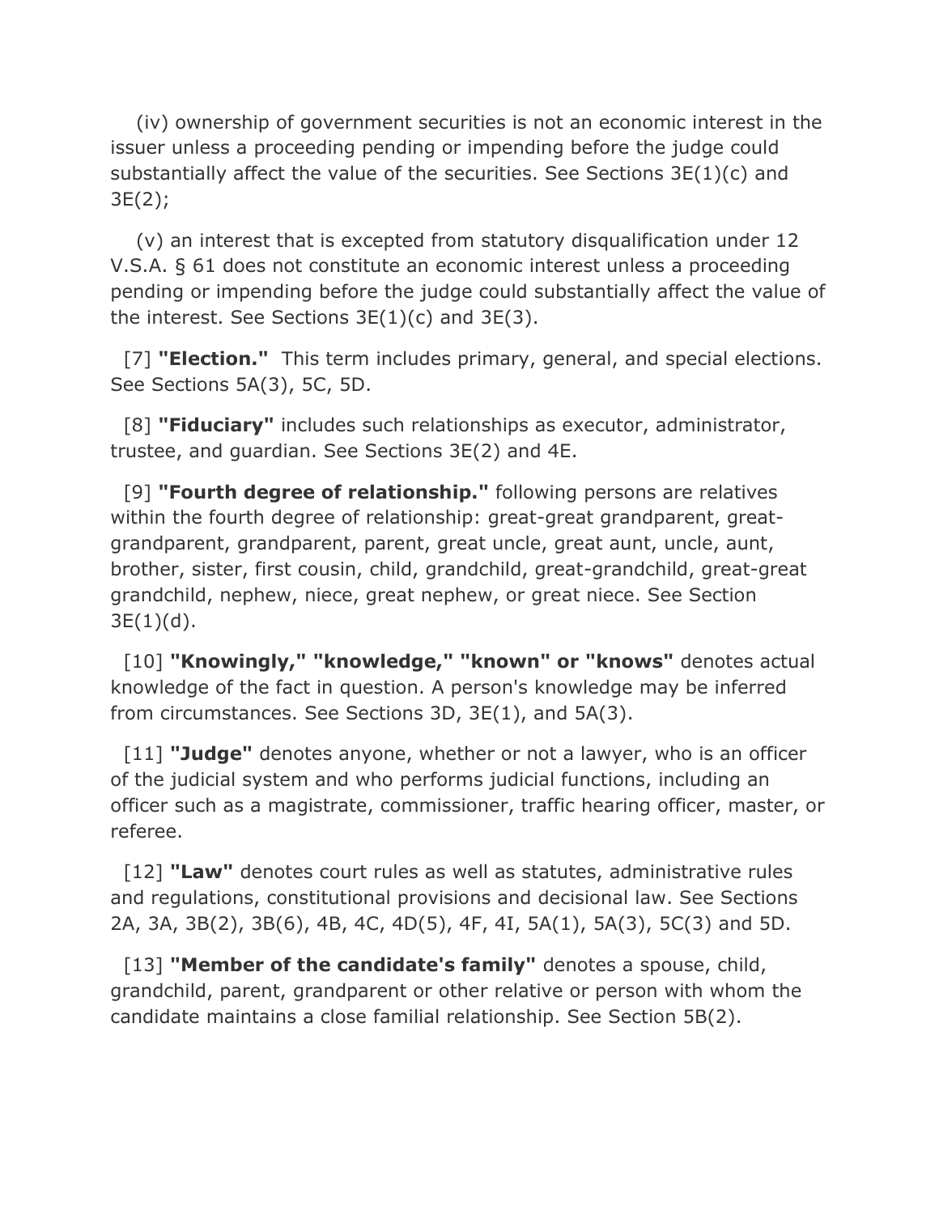(iv) ownership of government securities is not an economic interest in the issuer unless a proceeding pending or impending before the judge could substantially affect the value of the securities. See Sections 3E(1)(c) and 3E(2);

(v) an interest that is excepted from statutory disqualification under 12 V.S.A. § 61 does not constitute an economic interest unless a proceeding pending or impending before the judge could substantially affect the value of the interest. See Sections 3E(1)(c) and 3E(3).

[7] **"Election."** This term includes primary, general, and special elections. See Sections 5A(3), 5C, 5D.

[8] **"Fiduciary"** includes such relationships as executor, administrator, trustee, and guardian. See Sections 3E(2) and 4E.

[9] **"Fourth degree of relationship."** following persons are relatives within the fourth degree of relationship: great-great grandparent, great-grandparent, grandparent, parent, great uncle, great aunt, uncle, aunt, brother, sister, first cousin, child, grandchild, great-grandchild, great-great grandchild, nephew, niece, great nephew, or great niece. See Section 3E(1)(d).

[10] **"Knowingly," "knowledge," "known" or "knows"** denotes actual knowledge of the fact in question. A person's knowledge may be inferred from circumstances. See Sections 3D, 3E(1), and 5A(3).

[11] **"Judge"** denotes anyone, whether or not a lawyer, who is an officer of the judicial system and who performs judicial functions, including an officer such as a magistrate, commissioner, traffic hearing officer, master, or referee.

[12] **"Law"** denotes court rules as well as statutes, administrative rules and regulations, constitutional provisions and decisional law. See Sections 2A, 3A, 3B(2), 3B(6), 4B, 4C, 4D(5), 4F, 4I, 5A(1), 5A(3), 5C(3) and 5D.

[13] **"Member of the candidate's family"** denotes a spouse, child, grandchild, parent, grandparent or other relative or person with whom the candidate maintains a close familial relationship. See Section 5B(2).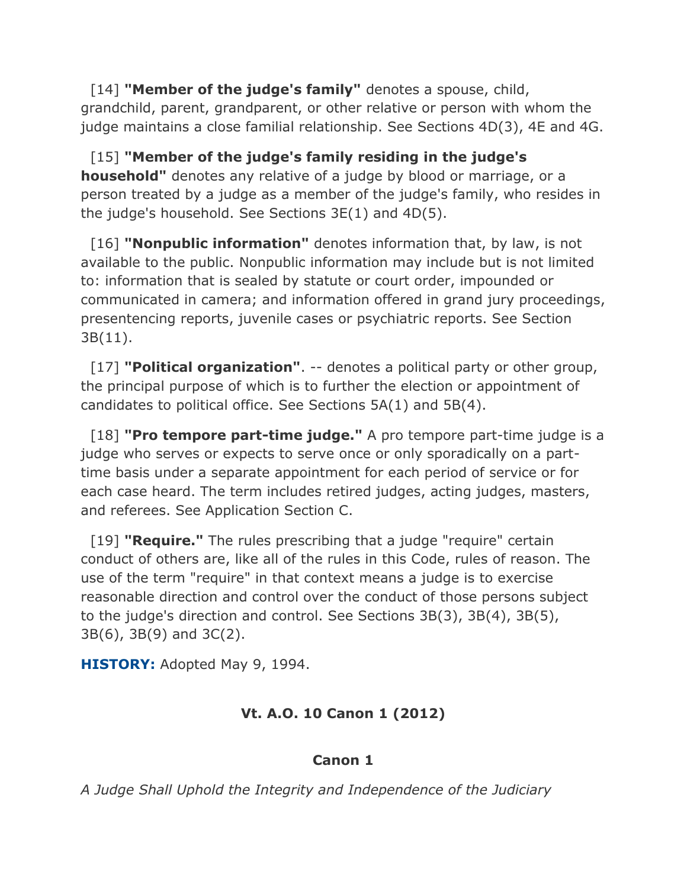[14] **"Member of the judge's family"** denotes a spouse, child, grandchild, parent, grandparent, or other relative or person with whom the judge maintains a close familial relationship. See Sections 4D(3), 4E and 4G.

[15] **"Member of the judge's family residing in the judge's household"** denotes any relative of a judge by blood or marriage, or a person treated by a judge as a member of the judge's family, who resides in the judge's household. See Sections 3E(1) and 4D(5).

[16] **"Nonpublic information"** denotes information that, by law, is not available to the public. Nonpublic information may include but is not limited to: information that is sealed by statute or court order, impounded or communicated in camera; and information offered in grand jury proceedings, presentencing reports, juvenile cases or psychiatric reports. See Section 3B(11).

[17] **"Political organization"**. -- denotes a political party or other group, the principal purpose of which is to further the election or appointment of candidates to political office. See Sections 5A(1) and 5B(4).

[18] **"Pro tempore part-time judge."** A pro tempore part-time judge is a judge who serves or expects to serve once or only sporadically on a part-time basis under a separate appointment for each period of service or for each case heard. The term includes retired judges, acting judges, masters, and referees. See Application Section C.

[19] **"Require."** The rules prescribing that a judge "require" certain conduct of others are, like all of the rules in this Code, rules of reason. The use of the term "require" in that context means a judge is to exercise reasonable direction and control over the conduct of those persons subject to the judge's direction and control. See Sections 3B(3), 3B(4), 3B(5), 3B(6), 3B(9) and 3C(2).

**HISTORY:** Adopted May 9, 1994.

## Vt. A.O. 10 Canon 1 (2012)

### Canon 1

*A Judge Shall Uphold the Integrity and Independence of the Judiciary*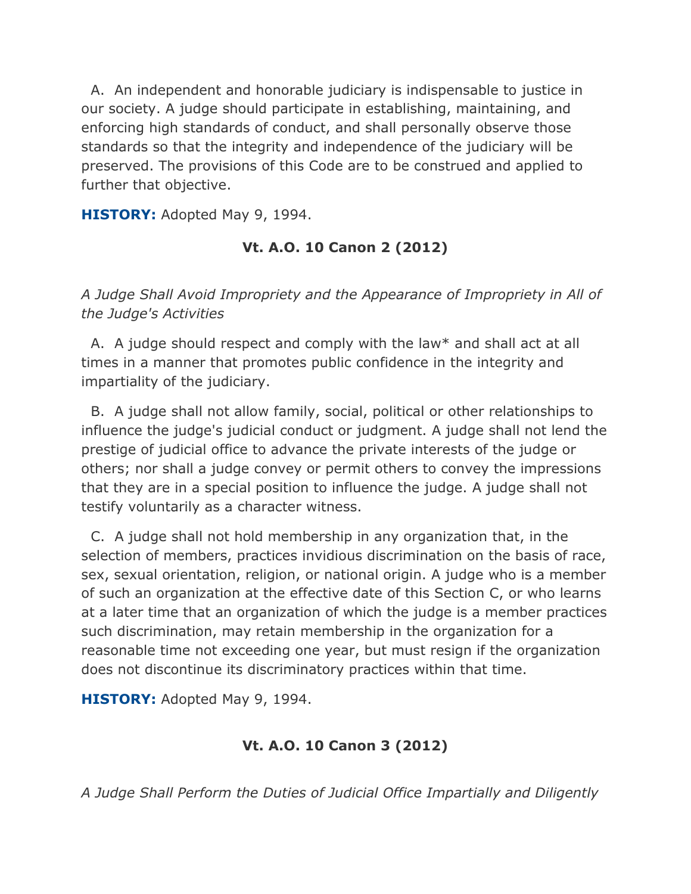A. An independent and honorable judiciary is indispensable to justice in our society. A judge should participate in establishing, maintaining, and enforcing high standards of conduct, and shall personally observe those standards so that the integrity and independence of the judiciary will be preserved. The provisions of this Code are to be construed and applied to further that objective.

**HISTORY:** Adopted May 9, 1994.

### Vt. A.O. 10 Canon 2 (2012)

*A Judge Shall Avoid Impropriety and the Appearance of Impropriety in All of the Judge's Activities*

A. A judge should respect and comply with the law* and shall act at all times in a manner that promotes public confidence in the integrity and impartiality of the judiciary.

B. A judge shall not allow family, social, political or other relationships to influence the judge's judicial conduct or judgment. A judge shall not lend the prestige of judicial office to advance the private interests of the judge or others; nor shall a judge convey or permit others to convey the impressions that they are in a special position to influence the judge. A judge shall not testify voluntarily as a character witness.

C. A judge shall not hold membership in any organization that, in the selection of members, practices invidious discrimination on the basis of race, sex, sexual orientation, religion, or national origin. A judge who is a member of such an organization at the effective date of this Section C, or who learns at a later time that an organization of which the judge is a member practices such discrimination, may retain membership in the organization for a reasonable time not exceeding one year, but must resign if the organization does not discontinue its discriminatory practices within that time.

**HISTORY:** Adopted May 9, 1994.

### Vt. A.O. 10 Canon 3 (2012)

*A Judge Shall Perform the Duties of Judicial Office Impartially and Diligently*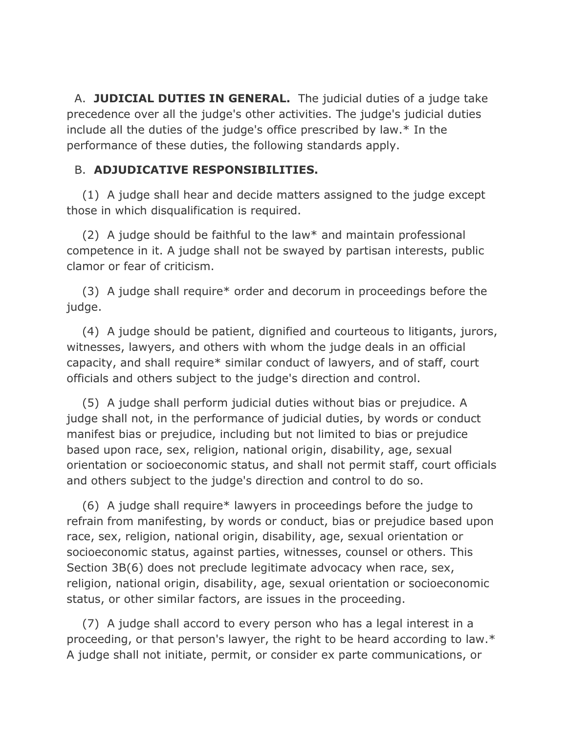A. **JUDICIAL DUTIES IN GENERAL.** The judicial duties of a judge take precedence over all the judge's other activities. The judge's judicial duties include all the duties of the judge's office prescribed by law.* In the performance of these duties, the following standards apply.

B. **ADJUDICATIVE RESPONSIBILITIES.**

(1) A judge shall hear and decide matters assigned to the judge except those in which disqualification is required.

(2) A judge should be faithful to the law* and maintain professional competence in it. A judge shall not be swayed by partisan interests, public clamor or fear of criticism.

(3) A judge shall require* order and decorum in proceedings before the judge.

(4) A judge should be patient, dignified and courteous to litigants, jurors, witnesses, lawyers, and others with whom the judge deals in an official capacity, and shall require* similar conduct of lawyers, and of staff, court officials and others subject to the judge's direction and control.

(5) A judge shall perform judicial duties without bias or prejudice. A judge shall not, in the performance of judicial duties, by words or conduct manifest bias or prejudice, including but not limited to bias or prejudice based upon race, sex, religion, national origin, disability, age, sexual orientation or socioeconomic status, and shall not permit staff, court officials and others subject to the judge's direction and control to do so.

(6) A judge shall require* lawyers in proceedings before the judge to refrain from manifesting, by words or conduct, bias or prejudice based upon race, sex, religion, national origin, disability, age, sexual orientation or socioeconomic status, against parties, witnesses, counsel or others. This Section 3B(6) does not preclude legitimate advocacy when race, sex, religion, national origin, disability, age, sexual orientation or socioeconomic status, or other similar factors, are issues in the proceeding.

(7) A judge shall accord to every person who has a legal interest in a proceeding, or that person's lawyer, the right to be heard according to law.* A judge shall not initiate, permit, or consider ex parte communications, or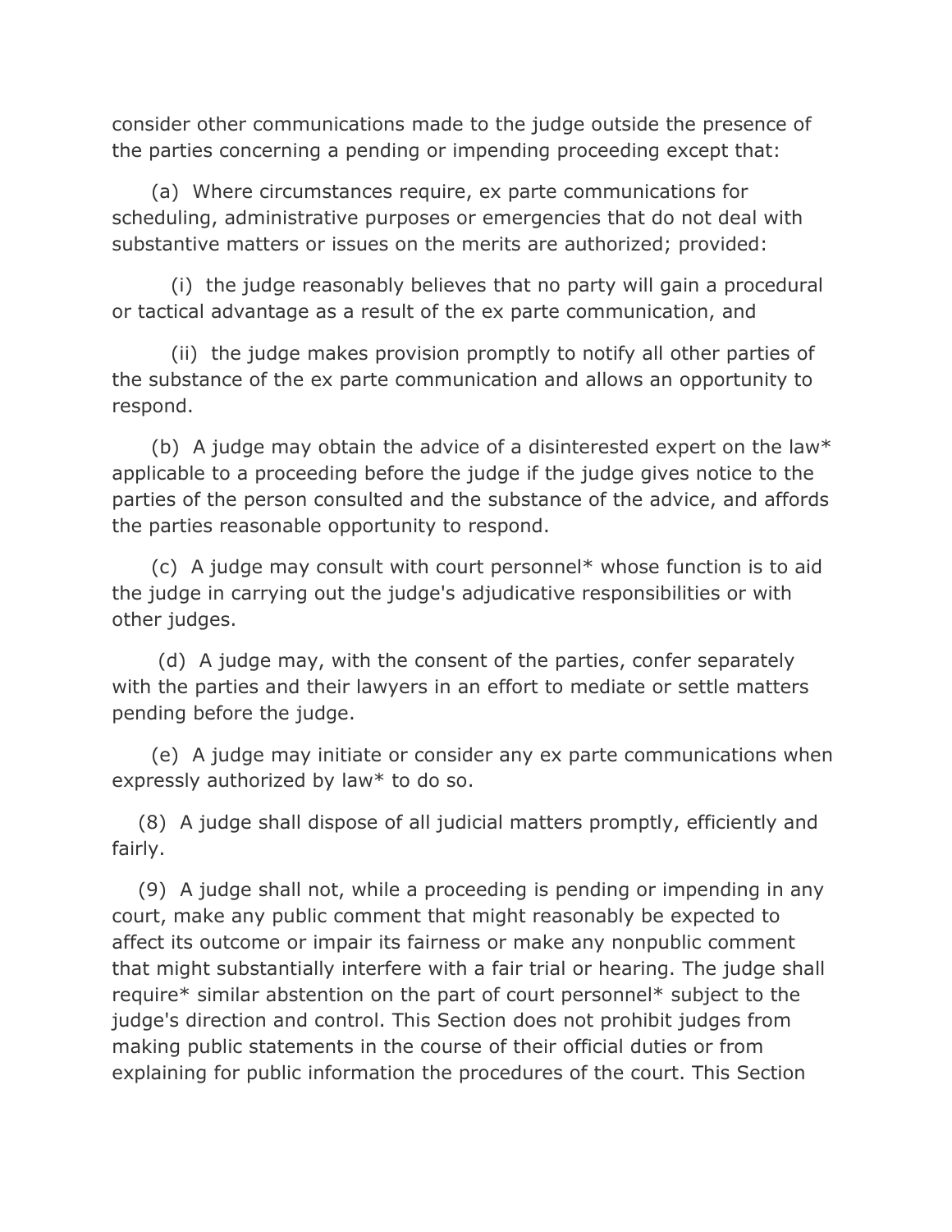consider other communications made to the judge outside the presence of the parties concerning a pending or impending proceeding except that:

(a) Where circumstances require, ex parte communications for scheduling, administrative purposes or emergencies that do not deal with substantive matters or issues on the merits are authorized; provided:

(i) the judge reasonably believes that no party will gain a procedural or tactical advantage as a result of the ex parte communication, and

(ii) the judge makes provision promptly to notify all other parties of the substance of the ex parte communication and allows an opportunity to respond.

(b) A judge may obtain the advice of a disinterested expert on the law* applicable to a proceeding before the judge if the judge gives notice to the parties of the person consulted and the substance of the advice, and affords the parties reasonable opportunity to respond.

(c) A judge may consult with court personnel* whose function is to aid the judge in carrying out the judge's adjudicative responsibilities or with other judges.

(d) A judge may, with the consent of the parties, confer separately with the parties and their lawyers in an effort to mediate or settle matters pending before the judge.

(e) A judge may initiate or consider any ex parte communications when expressly authorized by law* to do so.

(8) A judge shall dispose of all judicial matters promptly, efficiently and fairly.

(9) A judge shall not, while a proceeding is pending or impending in any court, make any public comment that might reasonably be expected to affect its outcome or impair its fairness or make any nonpublic comment that might substantially interfere with a fair trial or hearing. The judge shall require* similar abstention on the part of court personnel* subject to the judge's direction and control. This Section does not prohibit judges from making public statements in the course of their official duties or from explaining for public information the procedures of the court. This Section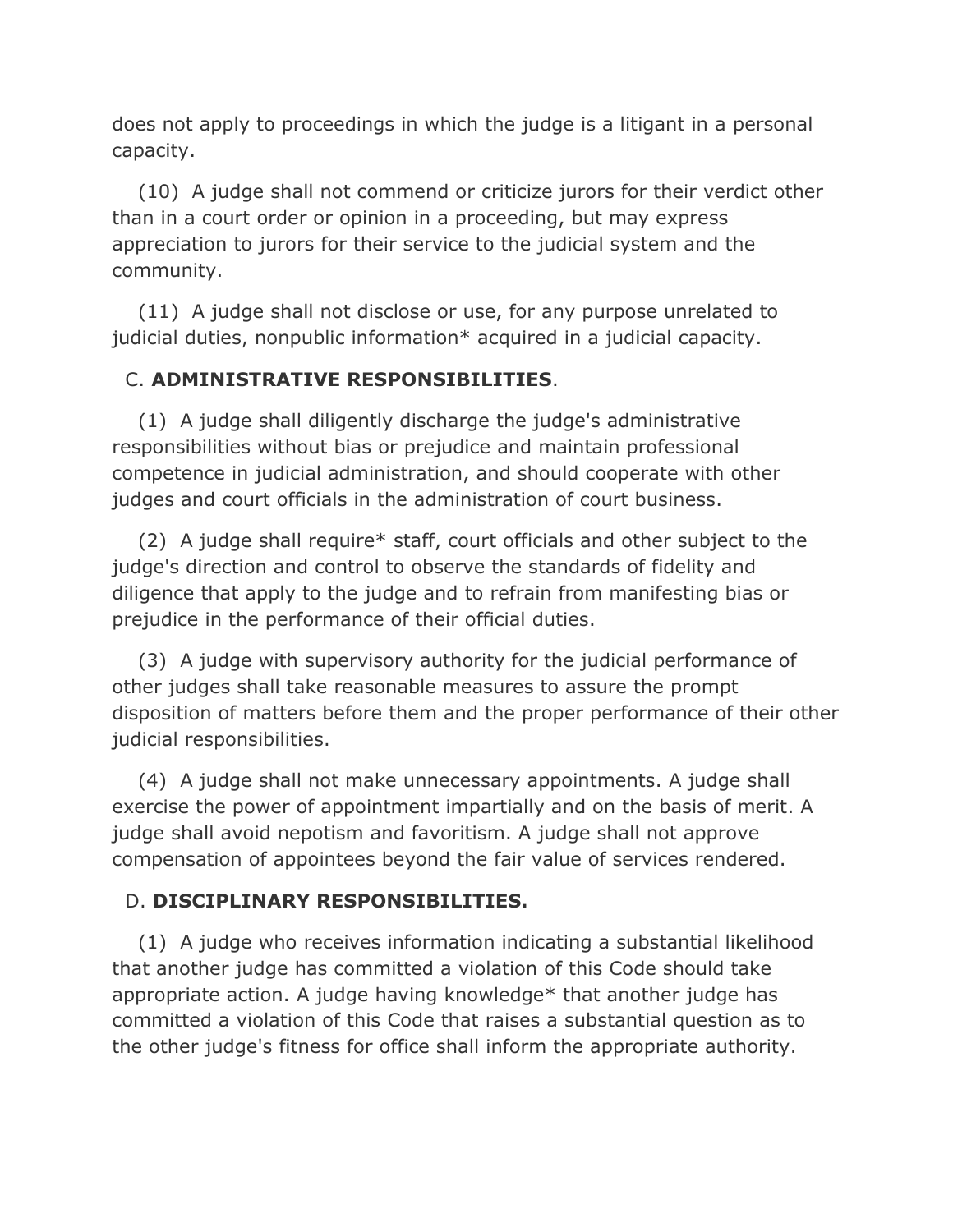does not apply to proceedings in which the judge is a litigant in a personal capacity.

(10) A judge shall not commend or criticize jurors for their verdict other than in a court order or opinion in a proceeding, but may express appreciation to jurors for their service to the judicial system and the community.

(11) A judge shall not disclose or use, for any purpose unrelated to judicial duties, nonpublic information* acquired in a judicial capacity.

C. **ADMINISTRATIVE RESPONSIBILITIES**.

(1) A judge shall diligently discharge the judge's administrative responsibilities without bias or prejudice and maintain professional competence in judicial administration, and should cooperate with other judges and court officials in the administration of court business.

(2) A judge shall require* staff, court officials and other subject to the judge's direction and control to observe the standards of fidelity and diligence that apply to the judge and to refrain from manifesting bias or prejudice in the performance of their official duties.

(3) A judge with supervisory authority for the judicial performance of other judges shall take reasonable measures to assure the prompt disposition of matters before them and the proper performance of their other judicial responsibilities.

(4) A judge shall not make unnecessary appointments. A judge shall exercise the power of appointment impartially and on the basis of merit. A judge shall avoid nepotism and favoritism. A judge shall not approve compensation of appointees beyond the fair value of services rendered.

D. **DISCIPLINARY RESPONSIBILITIES.**

(1) A judge who receives information indicating a substantial likelihood that another judge has committed a violation of this Code should take appropriate action. A judge having knowledge* that another judge has committed a violation of this Code that raises a substantial question as to the other judge's fitness for office shall inform the appropriate authority.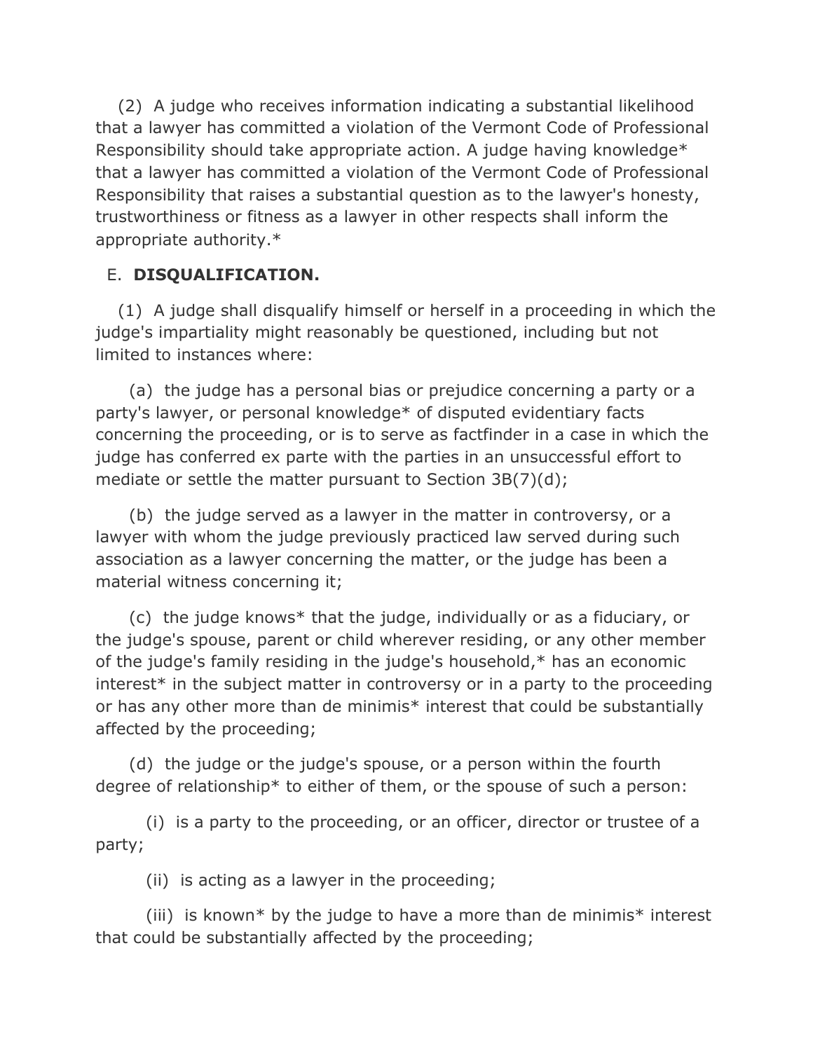(2) A judge who receives information indicating a substantial likelihood that a lawyer has committed a violation of the Vermont Code of Professional Responsibility should take appropriate action. A judge having knowledge* that a lawyer has committed a violation of the Vermont Code of Professional Responsibility that raises a substantial question as to the lawyer's honesty, trustworthiness or fitness as a lawyer in other respects shall inform the appropriate authority.*

E. **DISQUALIFICATION.**

(1) A judge shall disqualify himself or herself in a proceeding in which the judge's impartiality might reasonably be questioned, including but not limited to instances where:

(a) the judge has a personal bias or prejudice concerning a party or a party's lawyer, or personal knowledge* of disputed evidentiary facts concerning the proceeding, or is to serve as factfinder in a case in which the judge has conferred ex parte with the parties in an unsuccessful effort to mediate or settle the matter pursuant to Section 3B(7)(d);

(b) the judge served as a lawyer in the matter in controversy, or a lawyer with whom the judge previously practiced law served during such association as a lawyer concerning the matter, or the judge has been a material witness concerning it;

(c) the judge knows* that the judge, individually or as a fiduciary, or the judge's spouse, parent or child wherever residing, or any other member of the judge's family residing in the judge's household,* has an economic interest* in the subject matter in controversy or in a party to the proceeding or has any other more than de minimis* interest that could be substantially affected by the proceeding;

(d) the judge or the judge's spouse, or a person within the fourth degree of relationship* to either of them, or the spouse of such a person:

(i) is a party to the proceeding, or an officer, director or trustee of a party;

(ii) is acting as a lawyer in the proceeding;

(iii) is known* by the judge to have a more than de minimis* interest that could be substantially affected by the proceeding;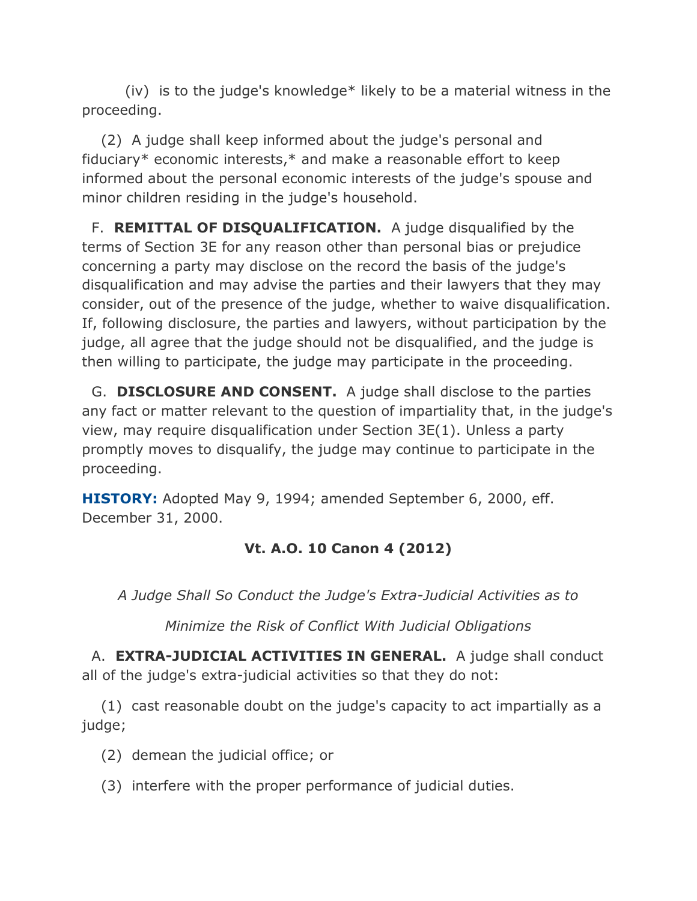(iv) is to the judge's knowledge* likely to be a material witness in the proceeding.

(2) A judge shall keep informed about the judge's personal and fiduciary* economic interests,* and make a reasonable effort to keep informed about the personal economic interests of the judge's spouse and minor children residing in the judge's household.

F. **REMITTAL OF DISQUALIFICATION.** A judge disqualified by the terms of Section 3E for any reason other than personal bias or prejudice concerning a party may disclose on the record the basis of the judge's disqualification and may advise the parties and their lawyers that they may consider, out of the presence of the judge, whether to waive disqualification. If, following disclosure, the parties and lawyers, without participation by the judge, all agree that the judge should not be disqualified, and the judge is then willing to participate, the judge may participate in the proceeding.

G. **DISCLOSURE AND CONSENT.** A judge shall disclose to the parties any fact or matter relevant to the question of impartiality that, in the judge's view, may require disqualification under Section 3E(1). Unless a party promptly moves to disqualify, the judge may continue to participate in the proceeding.

**HISTORY:** Adopted May 9, 1994; amended September 6, 2000, eff. December 31, 2000.

### Vt. A.O. 10 Canon 4 (2012)

*A Judge Shall So Conduct the Judge's Extra-Judicial Activities as to*

*Minimize the Risk of Conflict With Judicial Obligations*

A. **EXTRA-JUDICIAL ACTIVITIES IN GENERAL.** A judge shall conduct all of the judge's extra-judicial activities so that they do not:

(1) cast reasonable doubt on the judge's capacity to act impartially as a judge;

(2) demean the judicial office; or

(3) interfere with the proper performance of judicial duties.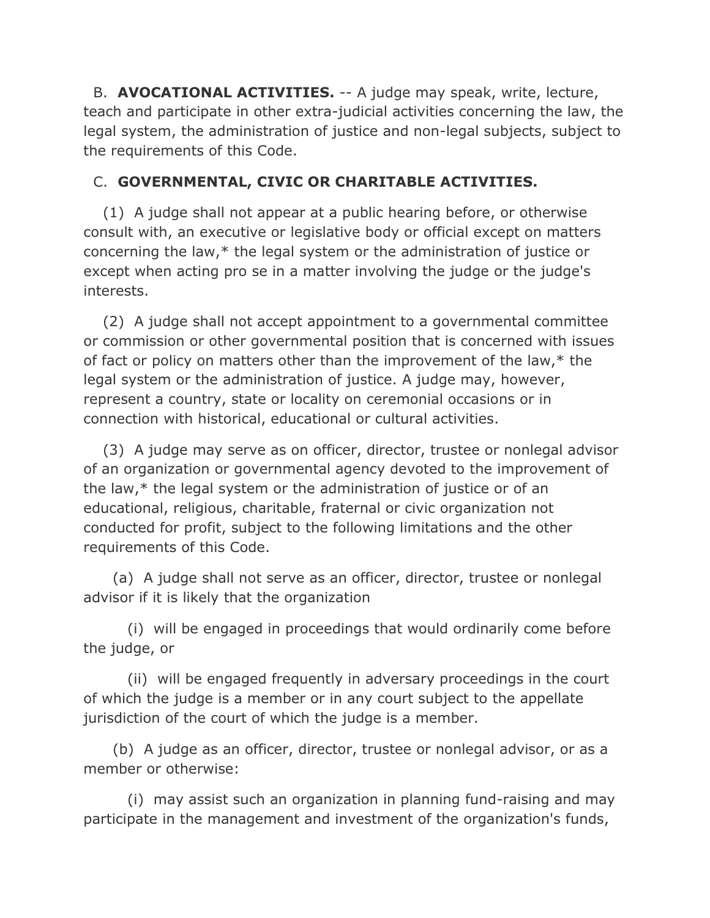B. **AVOCATIONAL ACTIVITIES.** -- A judge may speak, write, lecture, teach and participate in other extra-judicial activities concerning the law, the legal system, the administration of justice and non-legal subjects, subject to the requirements of this Code.

C. **GOVERNMENTAL, CIVIC OR CHARITABLE ACTIVITIES.**

(1) A judge shall not appear at a public hearing before, or otherwise consult with, an executive or legislative body or official except on matters concerning the law,* the legal system or the administration of justice or except when acting pro se in a matter involving the judge or the judge's interests.

(2) A judge shall not accept appointment to a governmental committee or commission or other governmental position that is concerned with issues of fact or policy on matters other than the improvement of the law,* the legal system or the administration of justice. A judge may, however, represent a country, state or locality on ceremonial occasions or in connection with historical, educational or cultural activities.

(3) A judge may serve as on officer, director, trustee or nonlegal advisor of an organization or governmental agency devoted to the improvement of the law,* the legal system or the administration of justice or of an educational, religious, charitable, fraternal or civic organization not conducted for profit, subject to the following limitations and the other requirements of this Code.

(a) A judge shall not serve as an officer, director, trustee or nonlegal advisor if it is likely that the organization

(i) will be engaged in proceedings that would ordinarily come before the judge, or

(ii) will be engaged frequently in adversary proceedings in the court of which the judge is a member or in any court subject to the appellate jurisdiction of the court of which the judge is a member.

(b) A judge as an officer, director, trustee or nonlegal advisor, or as a member or otherwise:

(i) may assist such an organization in planning fund-raising and may participate in the management and investment of the organization's funds,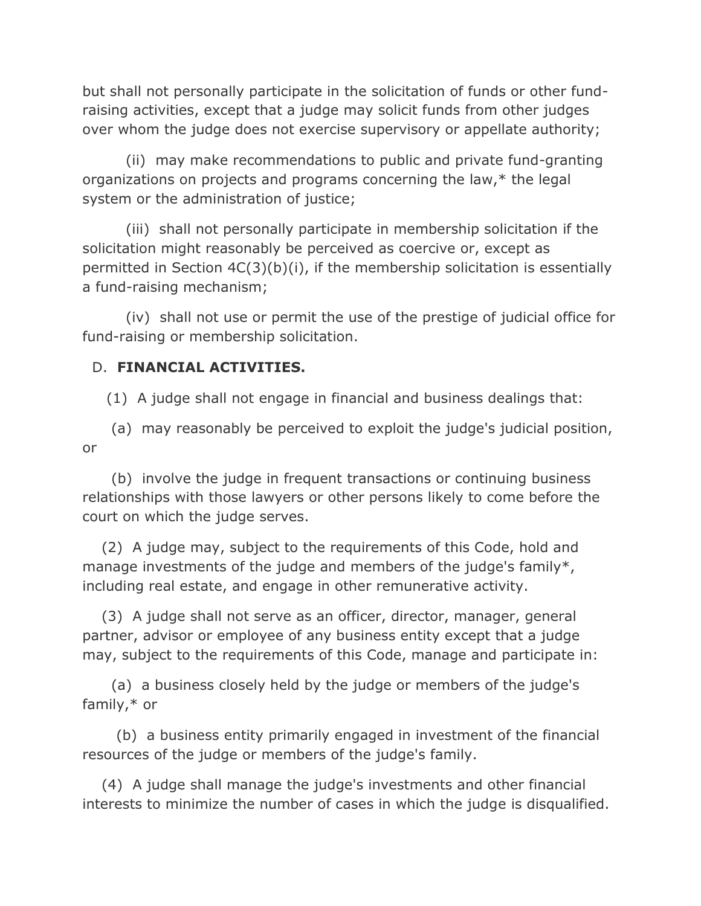but shall not personally participate in the solicitation of funds or other fund-raising activities, except that a judge may solicit funds from other judges over whom the judge does not exercise supervisory or appellate authority;

(ii) may make recommendations to public and private fund-granting organizations on projects and programs concerning the law,* the legal system or the administration of justice;

(iii) shall not personally participate in membership solicitation if the solicitation might reasonably be perceived as coercive or, except as permitted in Section 4C(3)(b)(i), if the membership solicitation is essentially a fund-raising mechanism;

(iv) shall not use or permit the use of the prestige of judicial office for fund-raising or membership solicitation.

D. **FINANCIAL ACTIVITIES.**

(1) A judge shall not engage in financial and business dealings that:

(a) may reasonably be perceived to exploit the judge's judicial position, or

(b) involve the judge in frequent transactions or continuing business relationships with those lawyers or other persons likely to come before the court on which the judge serves.

(2) A judge may, subject to the requirements of this Code, hold and manage investments of the judge and members of the judge's family*, including real estate, and engage in other remunerative activity.

(3) A judge shall not serve as an officer, director, manager, general partner, advisor or employee of any business entity except that a judge may, subject to the requirements of this Code, manage and participate in:

(a) a business closely held by the judge or members of the judge's family,* or

(b) a business entity primarily engaged in investment of the financial resources of the judge or members of the judge's family.

(4) A judge shall manage the judge's investments and other financial interests to minimize the number of cases in which the judge is disqualified.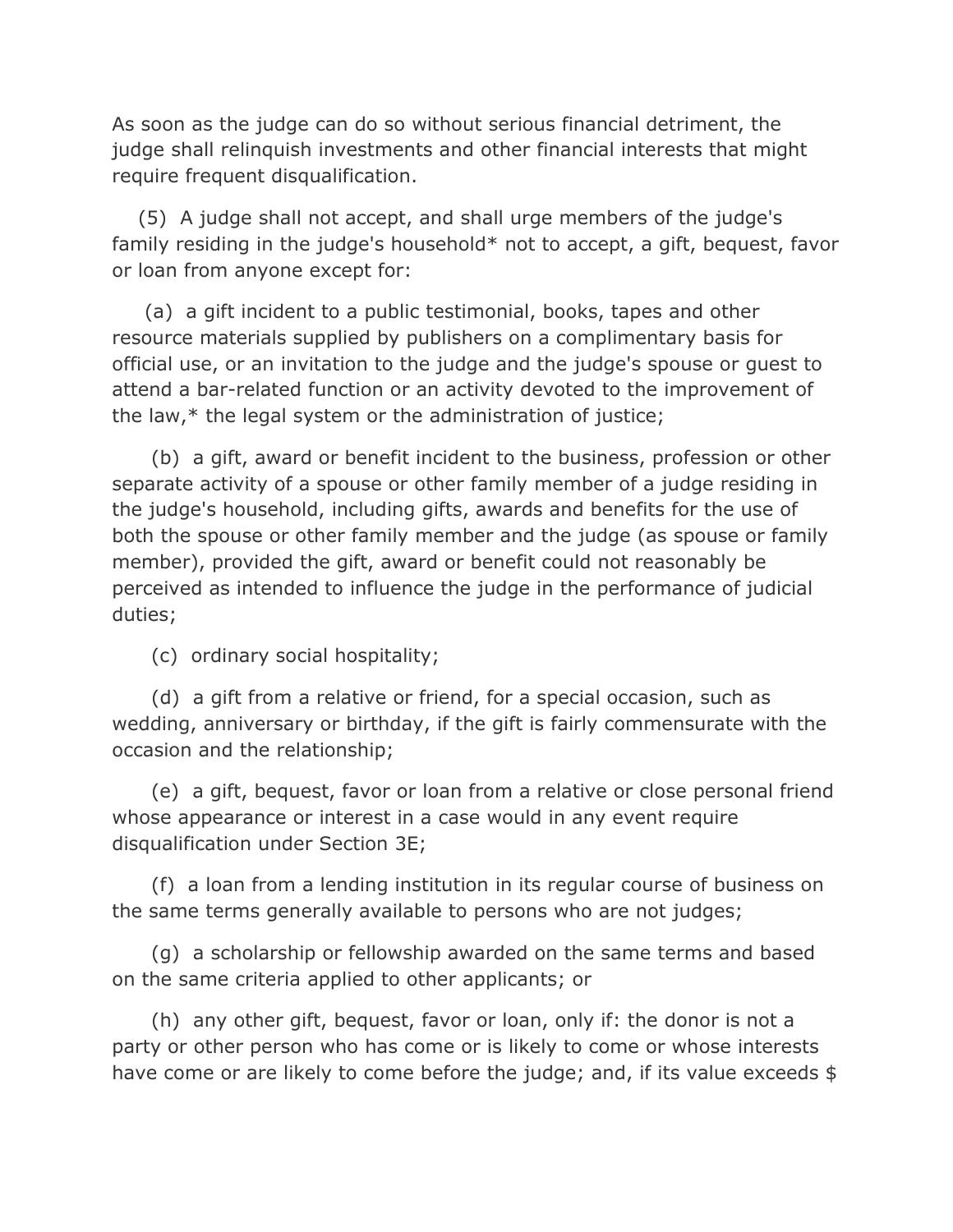As soon as the judge can do so without serious financial detriment, the judge shall relinquish investments and other financial interests that might require frequent disqualification.

(5) A judge shall not accept, and shall urge members of the judge's family residing in the judge's household* not to accept, a gift, bequest, favor or loan from anyone except for:

(a) a gift incident to a public testimonial, books, tapes and other resource materials supplied by publishers on a complimentary basis for official use, or an invitation to the judge and the judge's spouse or guest to attend a bar-related function or an activity devoted to the improvement of the law,* the legal system or the administration of justice;

(b) a gift, award or benefit incident to the business, profession or other separate activity of a spouse or other family member of a judge residing in the judge's household, including gifts, awards and benefits for the use of both the spouse or other family member and the judge (as spouse or family member), provided the gift, award or benefit could not reasonably be perceived as intended to influence the judge in the performance of judicial duties;

(c) ordinary social hospitality;

(d) a gift from a relative or friend, for a special occasion, such as wedding, anniversary or birthday, if the gift is fairly commensurate with the occasion and the relationship;

(e) a gift, bequest, favor or loan from a relative or close personal friend whose appearance or interest in a case would in any event require disqualification under Section 3E;

(f) a loan from a lending institution in its regular course of business on the same terms generally available to persons who are not judges;

(g) a scholarship or fellowship awarded on the same terms and based on the same criteria applied to other applicants; or

(h) any other gift, bequest, favor or loan, only if: the donor is not a party or other person who has come or is likely to come or whose interests have come or are likely to come before the judge; and, if its value exceeds $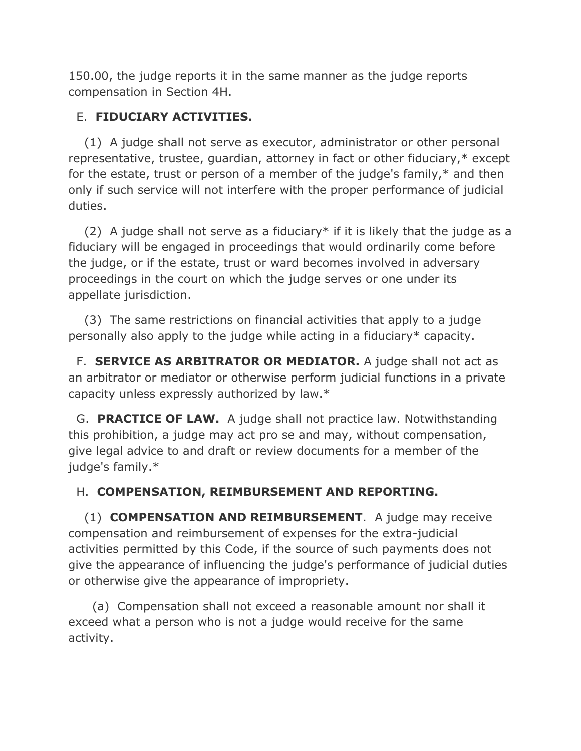150.00, the judge reports it in the same manner as the judge reports compensation in Section 4H.

E. **FIDUCIARY ACTIVITIES.**

(1) A judge shall not serve as executor, administrator or other personal representative, trustee, guardian, attorney in fact or other fiduciary,* except for the estate, trust or person of a member of the judge's family,* and then only if such service will not interfere with the proper performance of judicial duties.

(2) A judge shall not serve as a fiduciary* if it is likely that the judge as a fiduciary will be engaged in proceedings that would ordinarily come before the judge, or if the estate, trust or ward becomes involved in adversary proceedings in the court on which the judge serves or one under its appellate jurisdiction.

(3) The same restrictions on financial activities that apply to a judge personally also apply to the judge while acting in a fiduciary* capacity.

F. **SERVICE AS ARBITRATOR OR MEDIATOR.** A judge shall not act as an arbitrator or mediator or otherwise perform judicial functions in a private capacity unless expressly authorized by law.*

G. **PRACTICE OF LAW.** A judge shall not practice law. Notwithstanding this prohibition, a judge may act pro se and may, without compensation, give legal advice to and draft or review documents for a member of the judge's family.*

H. **COMPENSATION, REIMBURSEMENT AND REPORTING.**

(1) **COMPENSATION AND REIMBURSEMENT**. A judge may receive compensation and reimbursement of expenses for the extra-judicial activities permitted by this Code, if the source of such payments does not give the appearance of influencing the judge's performance of judicial duties or otherwise give the appearance of impropriety.

(a) Compensation shall not exceed a reasonable amount nor shall it exceed what a person who is not a judge would receive for the same activity.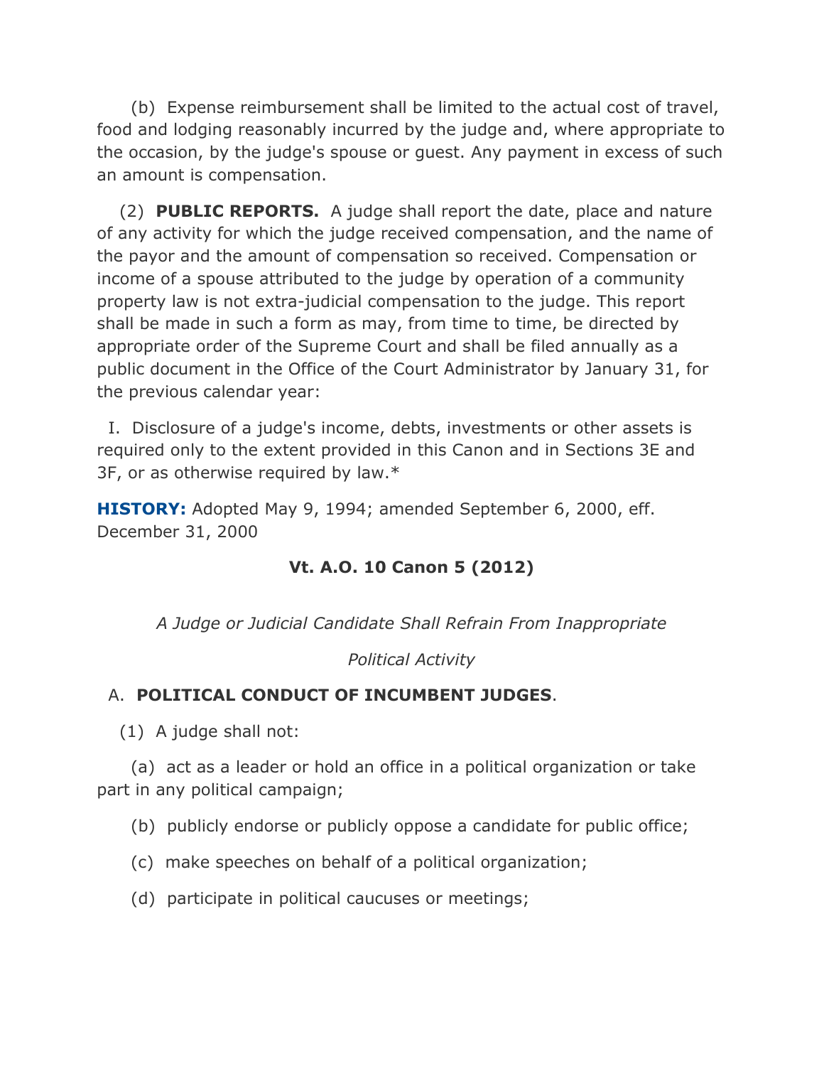(b) Expense reimbursement shall be limited to the actual cost of travel, food and lodging reasonably incurred by the judge and, where appropriate to the occasion, by the judge's spouse or guest. Any payment in excess of such an amount is compensation.

(2) **PUBLIC REPORTS.** A judge shall report the date, place and nature of any activity for which the judge received compensation, and the name of the payor and the amount of compensation so received. Compensation or income of a spouse attributed to the judge by operation of a community property law is not extra-judicial compensation to the judge. This report shall be made in such a form as may, from time to time, be directed by appropriate order of the Supreme Court and shall be filed annually as a public document in the Office of the Court Administrator by January 31, for the previous calendar year:

I. Disclosure of a judge's income, debts, investments or other assets is required only to the extent provided in this Canon and in Sections 3E and 3F, or as otherwise required by law.*

**HISTORY:** Adopted May 9, 1994; amended September 6, 2000, eff. December 31, 2000

## Vt. A.O. 10 Canon 5 (2012)

*A Judge or Judicial Candidate Shall Refrain From Inappropriate Political Activity*

A. **POLITICAL CONDUCT OF INCUMBENT JUDGES**.

(1) A judge shall not:

(a) act as a leader or hold an office in a political organization or take part in any political campaign;

(b) publicly endorse or publicly oppose a candidate for public office;

(c) make speeches on behalf of a political organization;

(d) participate in political caucuses or meetings;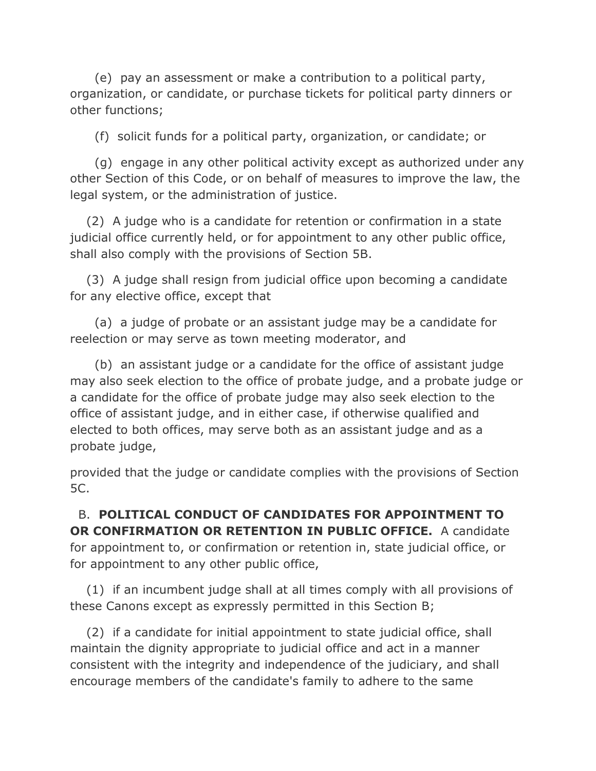(e) pay an assessment or make a contribution to a political party, organization, or candidate, or purchase tickets for political party dinners or other functions;

(f) solicit funds for a political party, organization, or candidate; or

(g) engage in any other political activity except as authorized under any other Section of this Code, or on behalf of measures to improve the law, the legal system, or the administration of justice.

(2) A judge who is a candidate for retention or confirmation in a state judicial office currently held, or for appointment to any other public office, shall also comply with the provisions of Section 5B.

(3) A judge shall resign from judicial office upon becoming a candidate for any elective office, except that

(a) a judge of probate or an assistant judge may be a candidate for reelection or may serve as town meeting moderator, and

(b) an assistant judge or a candidate for the office of assistant judge may also seek election to the office of probate judge, and a probate judge or a candidate for the office of probate judge may also seek election to the office of assistant judge, and in either case, if otherwise qualified and elected to both offices, may serve both as an assistant judge and as a probate judge,

provided that the judge or candidate complies with the provisions of Section 5C.

B. **POLITICAL CONDUCT OF CANDIDATES FOR APPOINTMENT TO OR CONFIRMATION OR RETENTION IN PUBLIC OFFICE.** A candidate for appointment to, or confirmation or retention in, state judicial office, or for appointment to any other public office,

(1) if an incumbent judge shall at all times comply with all provisions of these Canons except as expressly permitted in this Section B;

(2) if a candidate for initial appointment to state judicial office, shall maintain the dignity appropriate to judicial office and act in a manner consistent with the integrity and independence of the judiciary, and shall encourage members of the candidate's family to adhere to the same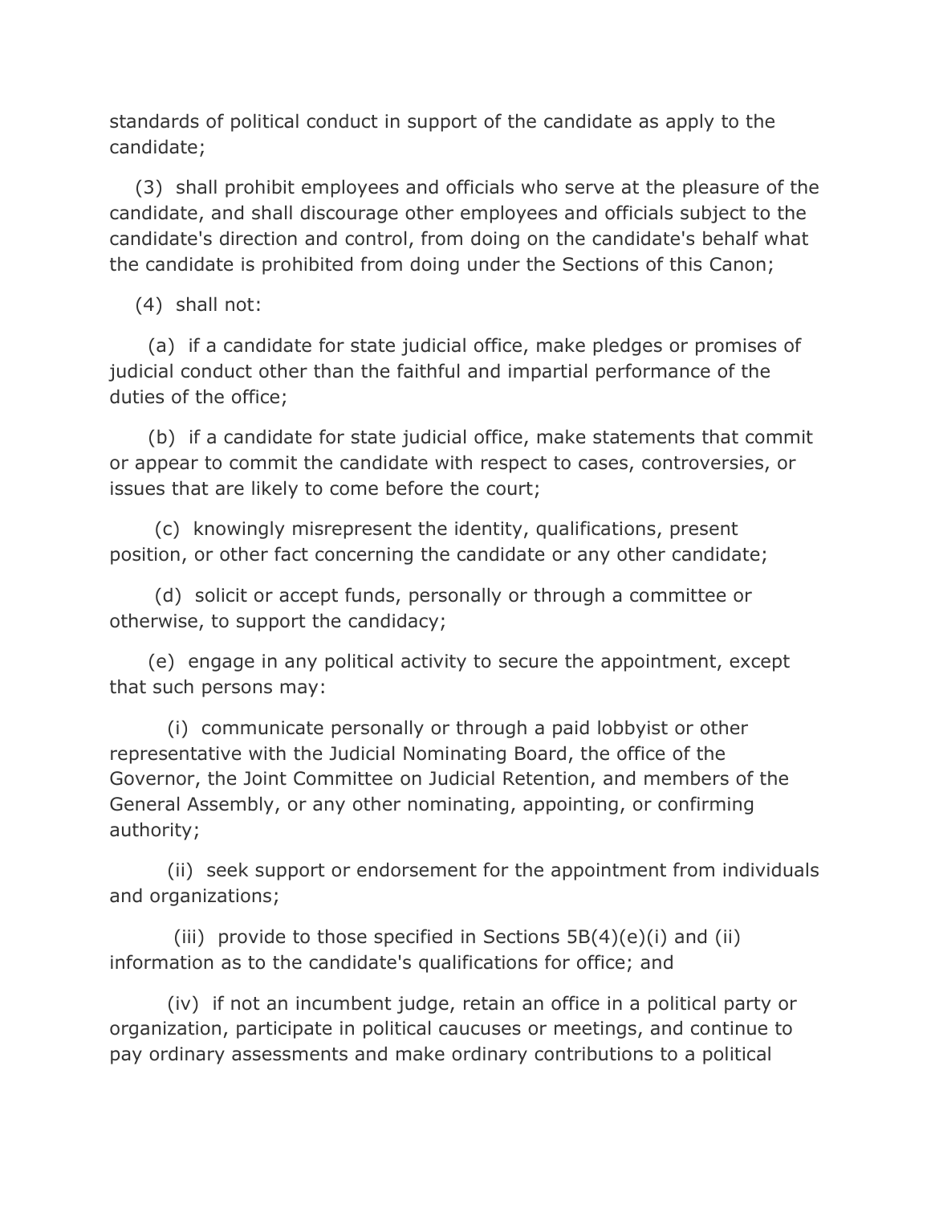standards of political conduct in support of the candidate as apply to the candidate;

(3) shall prohibit employees and officials who serve at the pleasure of the candidate, and shall discourage other employees and officials subject to the candidate's direction and control, from doing on the candidate's behalf what the candidate is prohibited from doing under the Sections of this Canon;

(4) shall not:

(a) if a candidate for state judicial office, make pledges or promises of judicial conduct other than the faithful and impartial performance of the duties of the office;

(b) if a candidate for state judicial office, make statements that commit or appear to commit the candidate with respect to cases, controversies, or issues that are likely to come before the court;

(c) knowingly misrepresent the identity, qualifications, present position, or other fact concerning the candidate or any other candidate;

(d) solicit or accept funds, personally or through a committee or otherwise, to support the candidacy;

(e) engage in any political activity to secure the appointment, except that such persons may:

(i) communicate personally or through a paid lobbyist or other representative with the Judicial Nominating Board, the office of the Governor, the Joint Committee on Judicial Retention, and members of the General Assembly, or any other nominating, appointing, or confirming authority;

(ii) seek support or endorsement for the appointment from individuals and organizations;

(iii) provide to those specified in Sections 5B(4)(e)(i) and (ii) information as to the candidate's qualifications for office; and

(iv) if not an incumbent judge, retain an office in a political party or organization, participate in political caucuses or meetings, and continue to pay ordinary assessments and make ordinary contributions to a political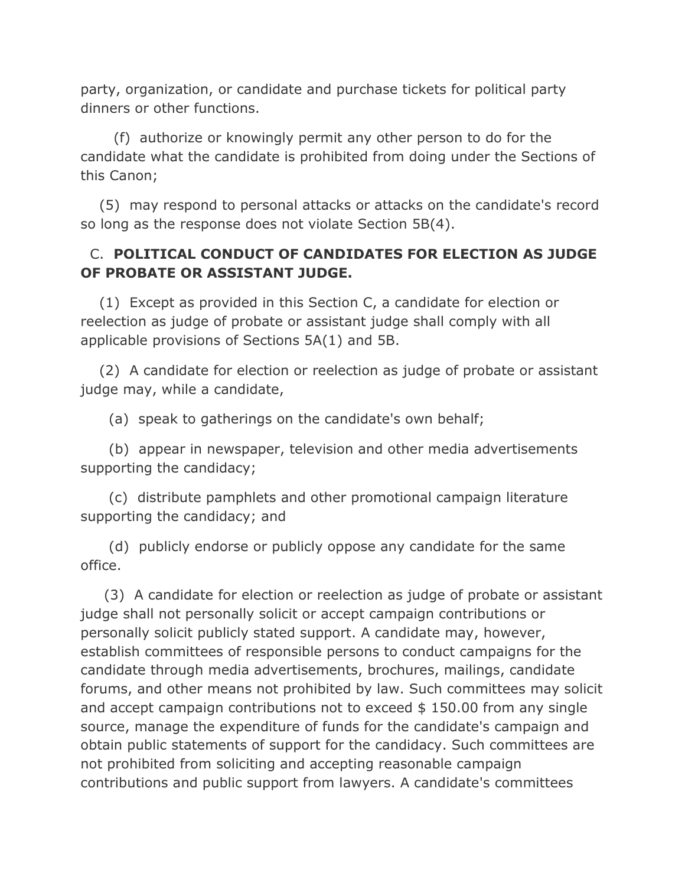party, organization, or candidate and purchase tickets for political party dinners or other functions.

(f) authorize or knowingly permit any other person to do for the candidate what the candidate is prohibited from doing under the Sections of this Canon;

(5) may respond to personal attacks or attacks on the candidate's record so long as the response does not violate Section 5B(4).

C. **POLITICAL CONDUCT OF CANDIDATES FOR ELECTION AS JUDGE OF PROBATE OR ASSISTANT JUDGE.**

(1) Except as provided in this Section C, a candidate for election or reelection as judge of probate or assistant judge shall comply with all applicable provisions of Sections 5A(1) and 5B.

(2) A candidate for election or reelection as judge of probate or assistant judge may, while a candidate,

(a) speak to gatherings on the candidate's own behalf;

(b) appear in newspaper, television and other media advertisements supporting the candidacy;

(c) distribute pamphlets and other promotional campaign literature supporting the candidacy; and

(d) publicly endorse or publicly oppose any candidate for the same office.

(3) A candidate for election or reelection as judge of probate or assistant judge shall not personally solicit or accept campaign contributions or personally solicit publicly stated support. A candidate may, however, establish committees of responsible persons to conduct campaigns for the candidate through media advertisements, brochures, mailings, candidate forums, and other means not prohibited by law. Such committees may solicit and accept campaign contributions not to exceed $ 150.00 from any single source, manage the expenditure of funds for the candidate's campaign and obtain public statements of support for the candidacy. Such committees are not prohibited from soliciting and accepting reasonable campaign contributions and public support from lawyers. A candidate's committees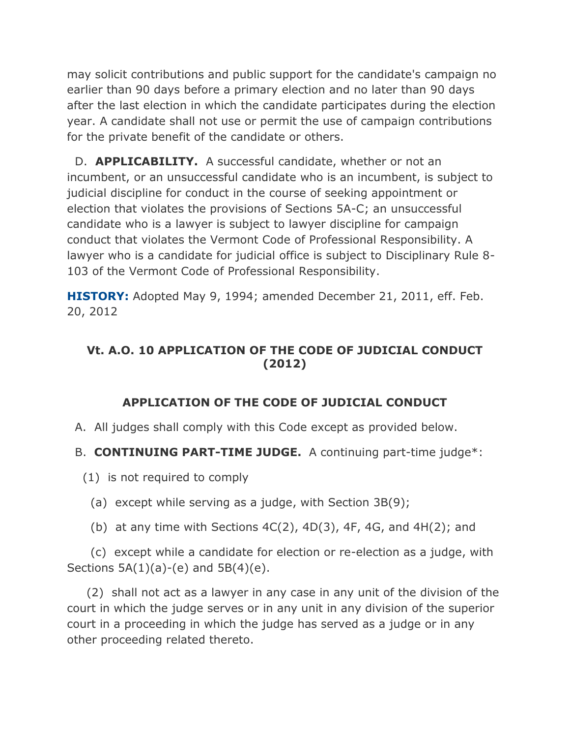may solicit contributions and public support for the candidate's campaign no earlier than 90 days before a primary election and no later than 90 days after the last election in which the candidate participates during the election year. A candidate shall not use or permit the use of campaign contributions for the private benefit of the candidate or others.

D. **APPLICABILITY.** A successful candidate, whether or not an incumbent, or an unsuccessful candidate who is an incumbent, is subject to judicial discipline for conduct in the course of seeking appointment or election that violates the provisions of Sections 5A-C; an unsuccessful candidate who is a lawyer is subject to lawyer discipline for campaign conduct that violates the Vermont Code of Professional Responsibility. A lawyer who is a candidate for judicial office is subject to Disciplinary Rule 8-103 of the Vermont Code of Professional Responsibility.

**HISTORY:** Adopted May 9, 1994; amended December 21, 2011, eff. Feb. 20, 2012

## Vt. A.O. 10 APPLICATION OF THE CODE OF JUDICIAL CONDUCT (2012)

### APPLICATION OF THE CODE OF JUDICIAL CONDUCT

A. All judges shall comply with this Code except as provided below.

B. **CONTINUING PART-TIME JUDGE.** A continuing part-time judge*:

(1) is not required to comply

(a) except while serving as a judge, with Section 3B(9);

(b) at any time with Sections 4C(2), 4D(3), 4F, 4G, and 4H(2); and

(c) except while a candidate for election or re-election as a judge, with Sections 5A(1)(a)-(e) and 5B(4)(e).

(2) shall not act as a lawyer in any case in any unit of the division of the court in which the judge serves or in any unit in any division of the superior court in a proceeding in which the judge has served as a judge or in any other proceeding related thereto.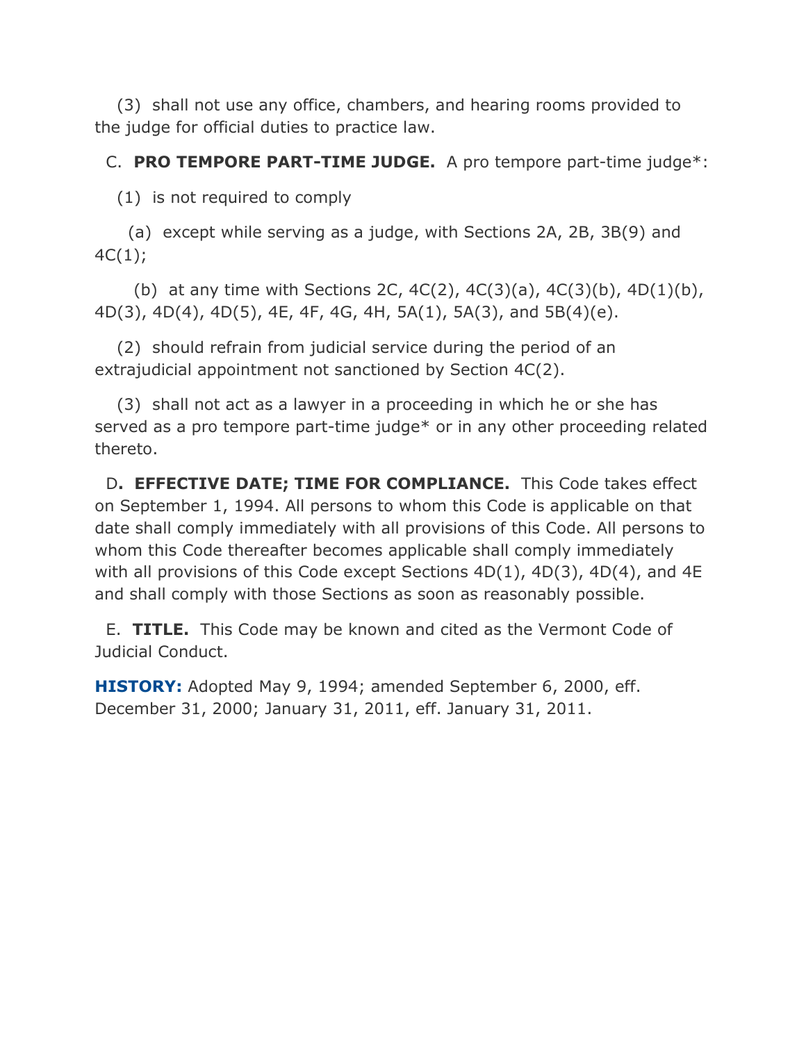(3) shall not use any office, chambers, and hearing rooms provided to the judge for official duties to practice law.

C. **PRO TEMPORE PART-TIME JUDGE.** A pro tempore part-time judge*:

(1) is not required to comply

(a) except while serving as a judge, with Sections 2A, 2B, 3B(9) and 4C(1);

(b) at any time with Sections 2C, 4C(2), 4C(3)(a), 4C(3)(b), 4D(1)(b), 4D(3), 4D(4), 4D(5), 4E, 4F, 4G, 4H, 5A(1), 5A(3), and 5B(4)(e).

(2) should refrain from judicial service during the period of an extrajudicial appointment not sanctioned by Section 4C(2).

(3) shall not act as a lawyer in a proceeding in which he or she has served as a pro tempore part-time judge* or in any other proceeding related thereto.

D**. EFFECTIVE DATE; TIME FOR COMPLIANCE.** This Code takes effect on September 1, 1994. All persons to whom this Code is applicable on that date shall comply immediately with all provisions of this Code. All persons to whom this Code thereafter becomes applicable shall comply immediately with all provisions of this Code except Sections 4D(1), 4D(3), 4D(4), and 4E and shall comply with those Sections as soon as reasonably possible.

E. **TITLE.** This Code may be known and cited as the Vermont Code of Judicial Conduct.

**HISTORY:** Adopted May 9, 1994; amended September 6, 2000, eff. December 31, 2000; January 31, 2011, eff. January 31, 2011.